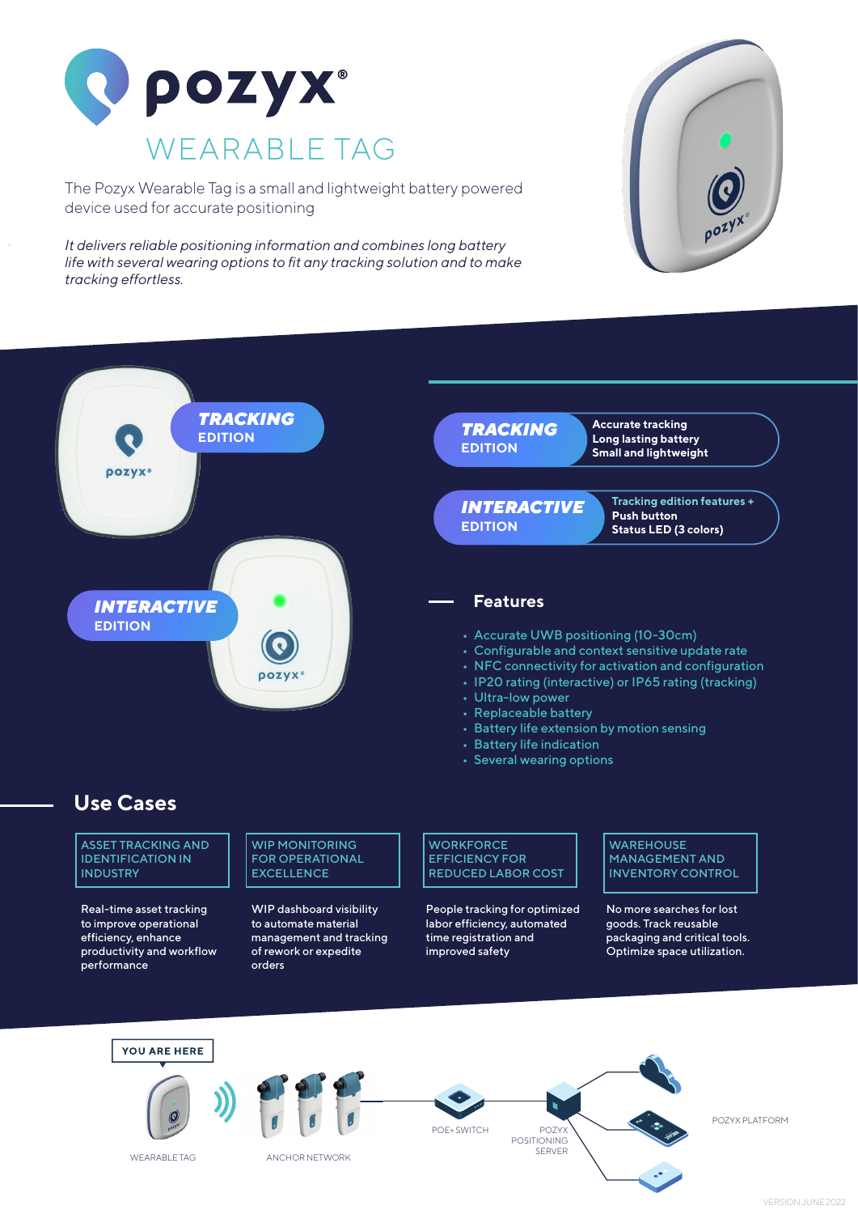# pozyx®

## WEARABLE TAG

The Pozyx Wearable Tag is a small and lightweight battery powered device used for accurate positioning

*It delivers reliable positioning information and combines long battery life with several wearing options to fit any tracking solution and to make tracking effortless.*

**TRACKING EDITION**

**INTERACTIVE EDITION**

**TRACKING EDITION**
- Accurate tracking
- Long lasting battery
- Small and lightweight

**INTERACTIVE EDITION**
- Tracking edition features +
- Push button
- Status LED (3 colors)

## Features

- Accurate UWB positioning (10-30cm)
- Configurable and context sensitive update rate
- NFC connectivity for activation and configuration
- IP20 rating (interactive) or IP65 rating (tracking)
- Ultra-low power
- Replaceable battery
- Battery life extension by motion sensing
- Battery life indication
- Several wearing options

## Use Cases

**ASSET TRACKING AND IDENTIFICATION IN INDUSTRY**

Real-time asset tracking to improve operational efficiency, enhance productivity and workflow performance

**WIP MONITORING FOR OPERATIONAL EXCELLENCE**

WIP dashboard visibility to automate material management and tracking of rework or expedite orders

**WORKFORCE EFFICIENCY FOR REDUCED LABOR COST**

People tracking for optimized labor efficiency, automated time registration and improved safety

**WAREHOUSE MANAGEMENT AND INVENTORY CONTROL**

No more searches for lost goods. Track reusable packaging and critical tools. Optimize space utilization.

YOU ARE HERE

WEARABLE TAG

ANCHOR NETWORK

POE+ SWITCH

POZYX POSITIONING SERVER

POZYX PLATFORM

VERSION JUNE 2022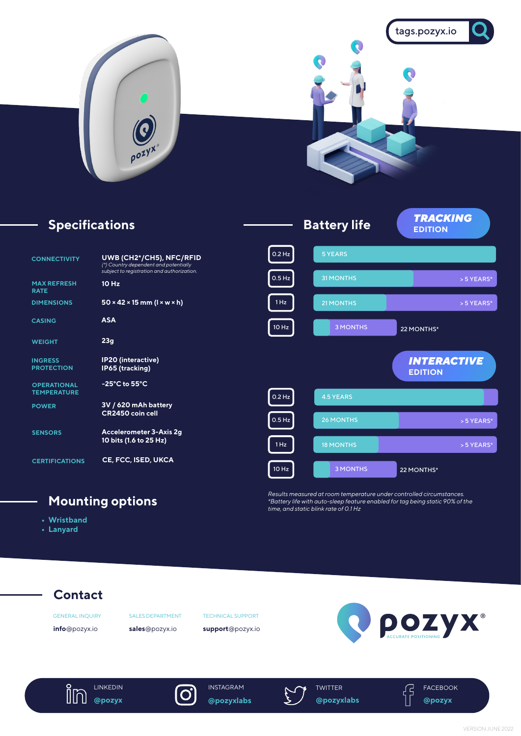tags.pozyx.io

## Specifications

| | |
|---|---|
| CONNECTIVITY | UWB (CH2*/CH5), NFC/RFID<br>*(\*) Country dependent and potentially subject to registration and authorization.* |
| MAX REFRESH RATE | 10 Hz |
| DIMENSIONS | 50 × 42 × 15 mm (l × w × h) |
| CASING | ASA |
| WEIGHT | 23g |
| INGRESS PROTECTION | IP20 (interactive)<br>IP65 (tracking) |
| OPERATIONAL TEMPERATURE | -25°C to 55°C |
| POWER | 3V / 620 mAh battery<br>CR2450 coin cell |
| SENSORS | Accelerometer 3-Axis 2g<br>10 bits (1.6 to 25 Hz) |
| CERTIFICATIONS | CE, FCC, ISED, UKCA |

## Battery life

**TRACKING EDITION**

0.2 Hz
5 YEARS

0.5 Hz
31 MONTHS
> 5 YEARS*

1 Hz
21 MONTHS
> 5 YEARS*

10 Hz
3 MONTHS
22 MONTHS*

**INTERACTIVE EDITION**

0.2 Hz
4.5 YEARS

0.5 Hz
26 MONTHS
> 5 YEARS*

1 Hz
18 MONTHS
> 5 YEARS*

10 Hz
3 MONTHS
22 MONTHS*

*Results measured at room temperature under controlled circumstances.*
*\*Battery life with auto-sleep feature enabled for tag being static 90% of the time, and static blink rate of 0.1 Hz*

## Mounting options

- Wristband
- Lanyard

## Contact

GENERAL INQUIRY
**info**@pozyx.io

SALES DEPARTMENT
**sales**@pozyx.io

TECHNICAL SUPPORT
**support**@pozyx.io

pozyx® ACCURATE POSITIONING

LINKEDIN **@pozyx**
INSTAGRAM **@pozyxlabs**
TWITTER **@pozyxlabs**
FACEBOOK **@pozyx**

VERSION JUNE 2022